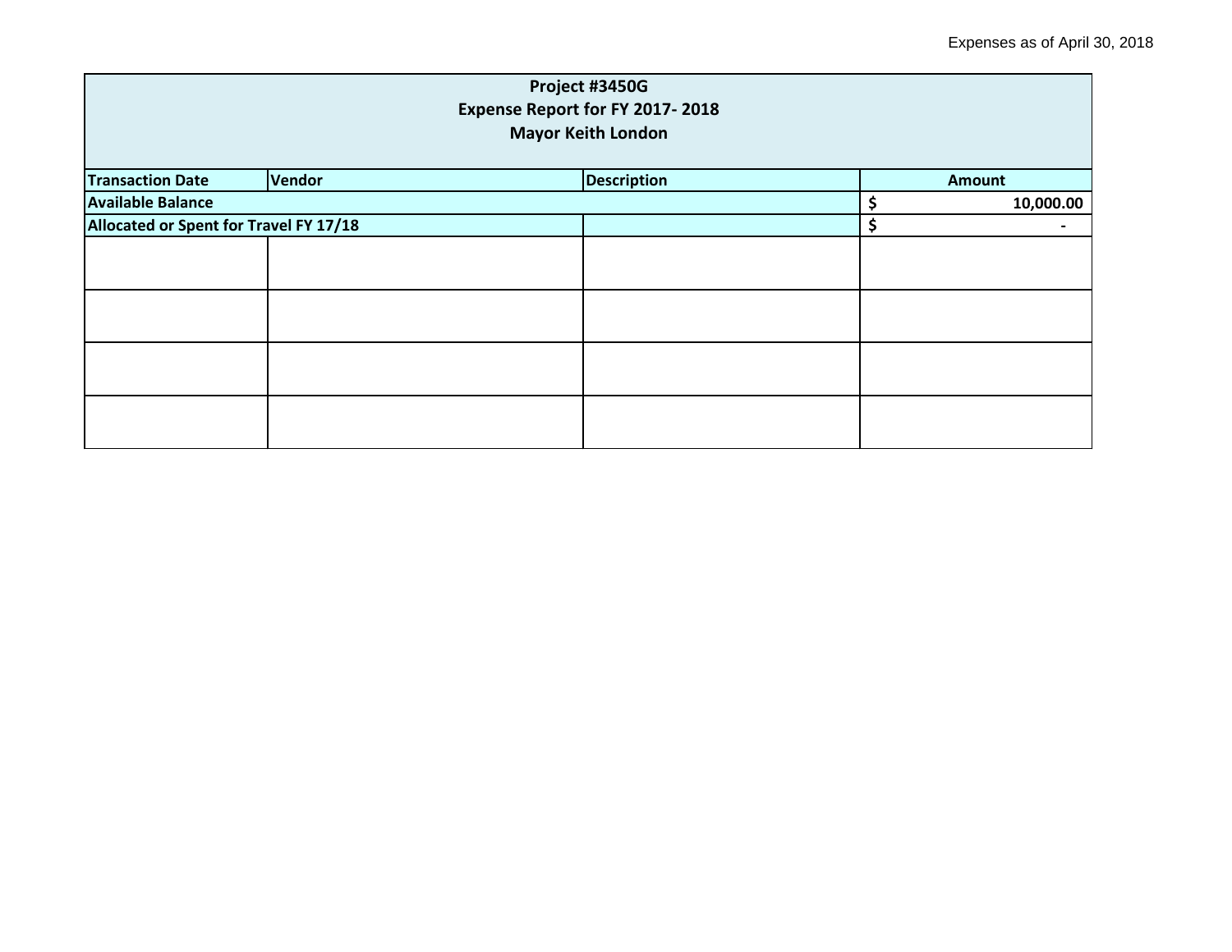Expenses as of April 30, 2018

| Project #3450G<br>Expense Report for FY 2017- 2018<br>Mayor Keith London | | | |
|---|---|---|---|
| **Transaction Date** | **Vendor** | **Description** | **Amount** |
| **Available Balance** | | | **$ 10,000.00** |
| **Allocated or Spent for Travel FY 17/18** | | | **$ -** |
| | | | |
| | | | |
| | | | |
| | | | |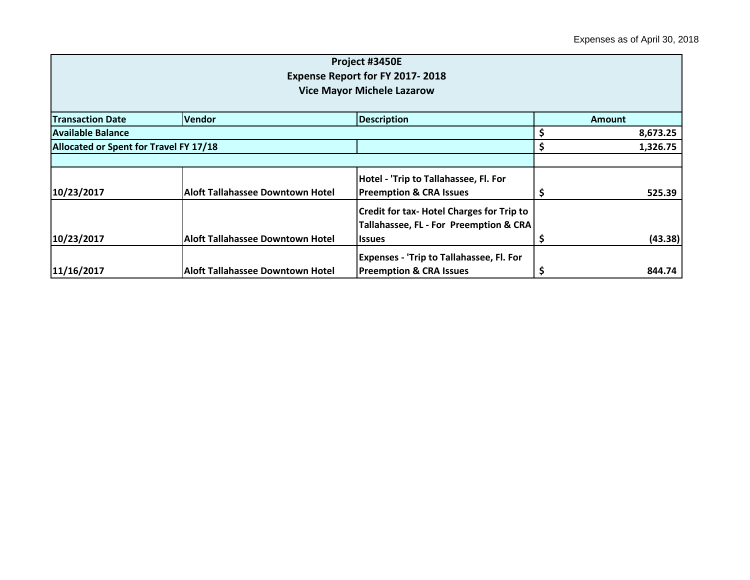Expenses as of April 30, 2018

| Project #3450E<br>Expense Report for FY 2017- 2018<br>Vice Mayor Michele Lazarow | | | |
|---|---|---|---|
| **Transaction Date** | **Vendor** | **Description** | **Amount** |
| **Available Balance** | | | **$ 8,673.25** |
| **Allocated or Spent for Travel FY 17/18** | | | **$ 1,326.75** |
| | | | |
| **10/23/2017** | **Aloft Tallahassee Downtown Hotel** | **Hotel - 'Trip to Tallahassee, Fl. For Preemption & CRA Issues** | **$ 525.39** |
| **10/23/2017** | **Aloft Tallahassee Downtown Hotel** | **Credit for tax- Hotel Charges for Trip to Tallahassee, FL - For Preemption & CRA Issues** | **$ (43.38)** |
| **11/16/2017** | **Aloft Tallahassee Downtown Hotel** | **Expenses - 'Trip to Tallahassee, Fl. For Preemption & CRA Issues** | **$ 844.74** |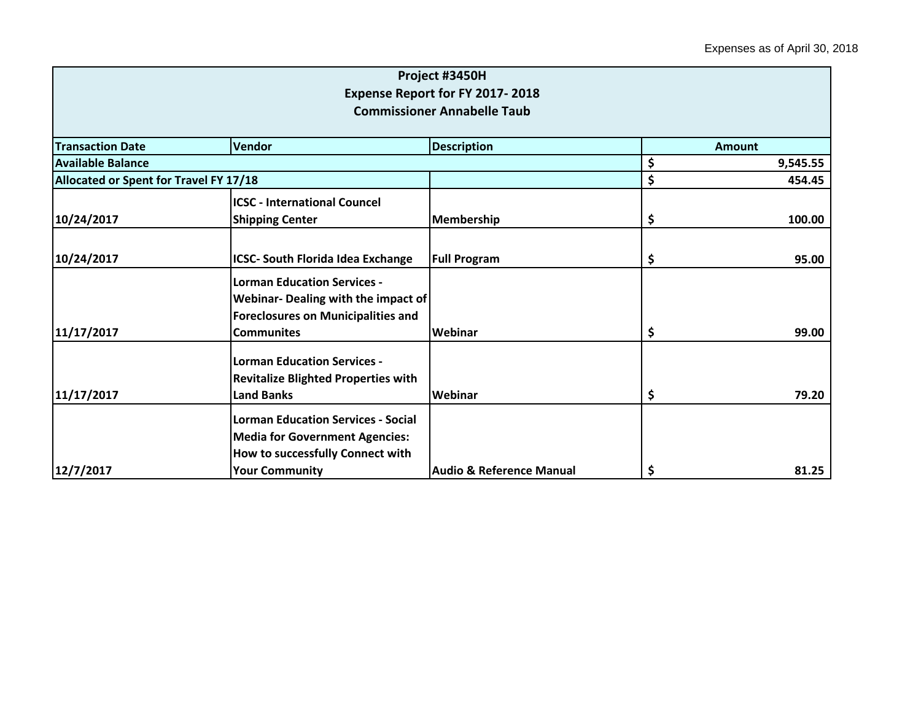Expenses as of April 30, 2018

| Project #3450H<br>Expense Report for FY 2017- 2018<br>Commissioner Annabelle Taub | | | |
|---|---|---|---|
| **Transaction Date** | **Vendor** | **Description** | **Amount** |
| **Available Balance** | | | **$ 9,545.55** |
| **Allocated or Spent for Travel FY 17/18** | | | **$ 454.45** |
| **10/24/2017** | **ICSC - International Councel Shipping Center** | **Membership** | **$ 100.00** |
| **10/24/2017** | **ICSC- South Florida Idea Exchange** | **Full Program** | **$ 95.00** |
| **11/17/2017** | **Lorman Education Services - Webinar- Dealing with the impact of Foreclosures on Municipalities and Communites** | **Webinar** | **$ 99.00** |
| **11/17/2017** | **Lorman Education Services - Revitalize Blighted Properties with Land Banks** | **Webinar** | **$ 79.20** |
| **12/7/2017** | **Lorman Education Services - Social Media for Government Agencies: How to successfully Connect with Your Community** | **Audio & Reference Manual** | **$ 81.25** |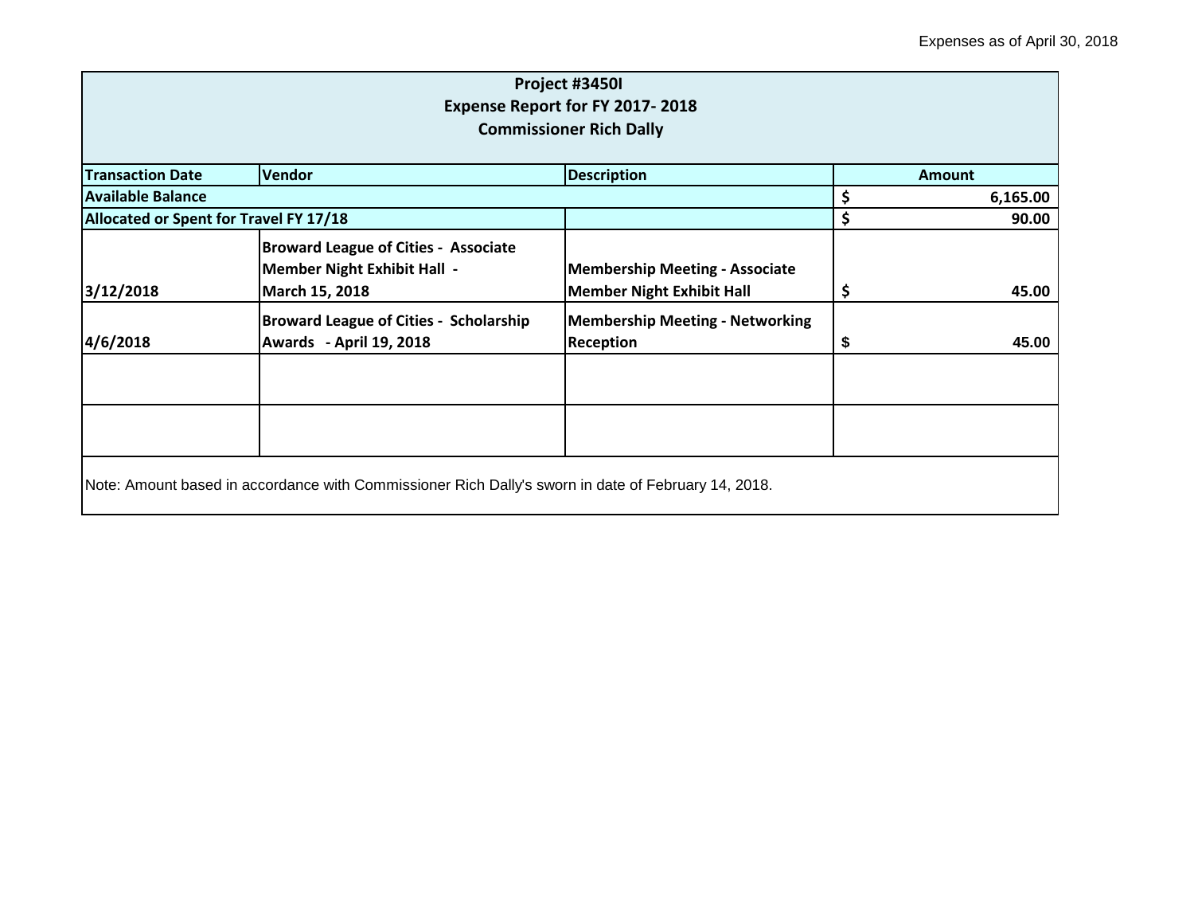Expenses as of April 30, 2018

| Project #3450I<br>Expense Report for FY 2017- 2018<br>Commissioner Rich Dally | | | |
|---|---|---|---|
| **Transaction Date** | **Vendor** | **Description** | **Amount** |
| **Available Balance** | | | **$ 6,165.00** |
| **Allocated or Spent for Travel FY 17/18** | | | **$ 90.00** |
| **3/12/2018** | **Broward League of Cities - Associate Member Night Exhibit Hall - March 15, 2018** | **Membership Meeting - Associate Member Night Exhibit Hall** | **$ 45.00** |
| **4/6/2018** | **Broward League of Cities - Scholarship Awards - April 19, 2018** | **Membership Meeting - Networking Reception** | **$ 45.00** |
| | | | |
| | | | |

Note: Amount based in accordance with Commissioner Rich Dally's sworn in date of February 14, 2018.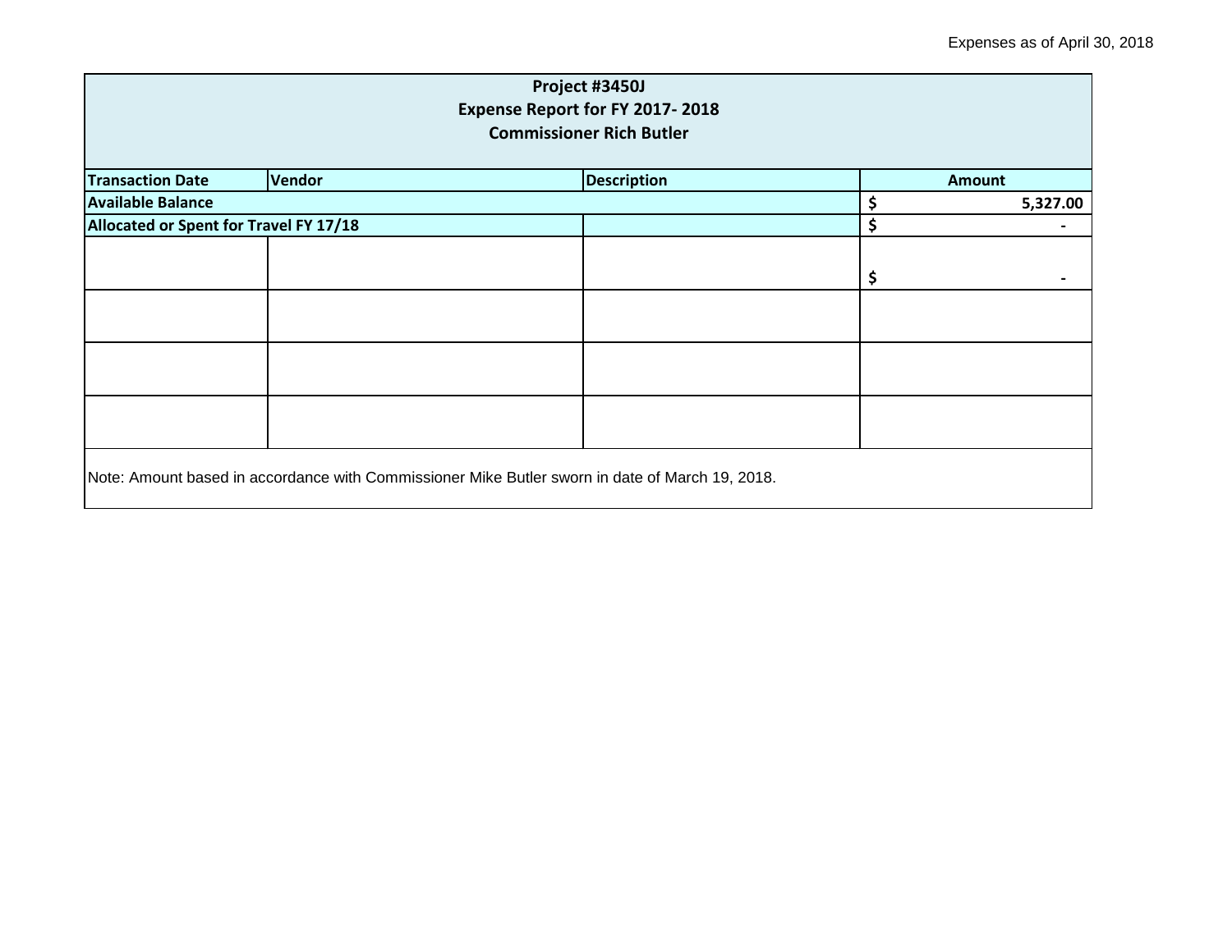Expenses as of April 30, 2018

| Project #3450J<br>Expense Report for FY 2017- 2018<br>Commissioner Rich Butler | | | |
|---|---|---|---|
| **Transaction Date** | **Vendor** | **Description** | **Amount** |
| **Available Balance** | | | **$ 5,327.00** |
| **Allocated or Spent for Travel FY 17/18** | | | **$ -** |
| | | | $ - |
| | | | |
| | | | |
| | | | |

Note: Amount based in accordance with Commissioner Mike Butler sworn in date of March 19, 2018.